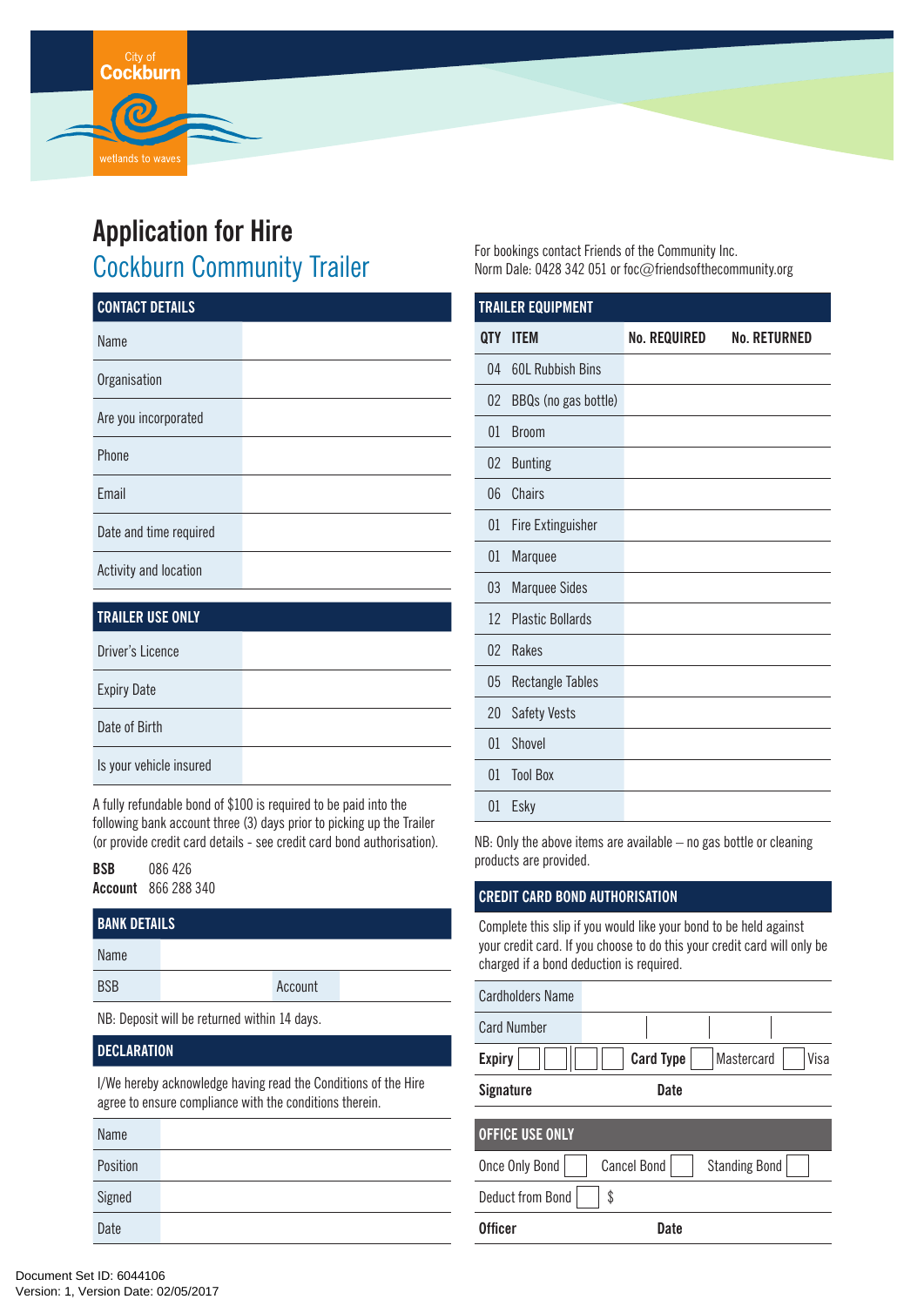City of Cockburn
wetlands to waves

# Application for Hire

## Cockburn Community Trailer

For bookings contact Friends of the Community Inc.
Norm Dale: 0428 342 051 or foc@friendsofthecommunity.org

| CONTACT DETAILS | |
|---|---|
| Name | |
| Organisation | |
| Are you incorporated | |
| Phone | |
| Email | |
| Date and time required | |
| Activity and location | |

| TRAILER USE ONLY | |
|---|---|
| Driver's Licence | |
| Expiry Date | |
| Date of Birth | |
| Is your vehicle insured | |

A fully refundable bond of $100 is required to be paid into the following bank account three (3) days prior to picking up the Trailer (or provide credit card details - see credit card bond authorisation).

**BSB** 086 426
**Account** 866 288 340

| BANK DETAILS | | | |
|---|---|---|---|
| Name | | | |
| BSB | | Account | |

NB: Deposit will be returned within 14 days.

| DECLARATION | |
|---|---|
| I/We hereby acknowledge having read the Conditions of the Hire agree to ensure compliance with the conditions therein. | |
| Name | |
| Position | |
| Signed | |
| Date | |

| TRAILER EQUIPMENT | | | |
|---|---|---|---|
| **QTY** | **ITEM** | **No. REQUIRED** | **No. RETURNED** |
| 04 | 60L Rubbish Bins | | |
| 02 | BBQs (no gas bottle) | | |
| 01 | Broom | | |
| 02 | Bunting | | |
| 06 | Chairs | | |
| 01 | Fire Extinguisher | | |
| 01 | Marquee | | |
| 03 | Marquee Sides | | |
| 12 | Plastic Bollards | | |
| 02 | Rakes | | |
| 05 | Rectangle Tables | | |
| 20 | Safety Vests | | |
| 01 | Shovel | | |
| 01 | Tool Box | | |
| 01 | Esky | | |

NB: Only the above items are available – no gas bottle or cleaning products are provided.

| CREDIT CARD BOND AUTHORISATION | | | |
|---|---|---|---|
| Complete this slip if you would like your bond to be held against your credit card. If you choose to do this your credit card will only be charged if a bond deduction is required. | | | |
| Cardholders Name | | | |
| Card Number | | | |
| **Expiry** | | **Card Type** | Mastercard ☐ Visa ☐ |
| **Signature** | | **Date** | |

| OFFICE USE ONLY | | |
|---|---|---|
| Once Only Bond ☐ | Cancel Bond ☐ | Standing Bond ☐ |
| Deduct from Bond ☐ | $ | |
| **Officer** | | **Date** |

Document Set ID: 6044106
Version: 1, Version Date: 02/05/2017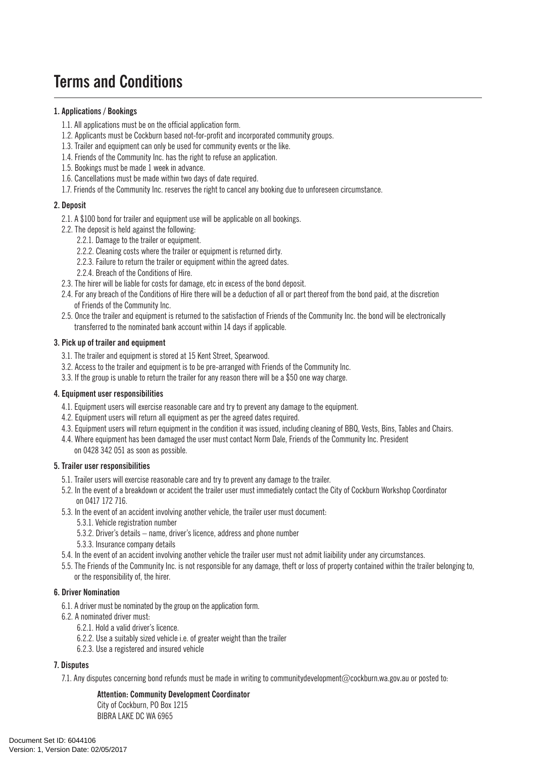# Terms and Conditions

**1. Applications / Bookings**

1.1. All applications must be on the official application form.
1.2. Applicants must be Cockburn based not-for-profit and incorporated community groups.
1.3. Trailer and equipment can only be used for community events or the like.
1.4. Friends of the Community Inc. has the right to refuse an application.
1.5. Bookings must be made 1 week in advance.
1.6. Cancellations must be made within two days of date required.
1.7. Friends of the Community Inc. reserves the right to cancel any booking due to unforeseen circumstance.

**2. Deposit**

2.1. A $100 bond for trailer and equipment use will be applicable on all bookings.
2.2. The deposit is held against the following:
  2.2.1. Damage to the trailer or equipment.
  2.2.2. Cleaning costs where the trailer or equipment is returned dirty.
  2.2.3. Failure to return the trailer or equipment within the agreed dates.
  2.2.4. Breach of the Conditions of Hire.
2.3. The hirer will be liable for costs for damage, etc in excess of the bond deposit.
2.4. For any breach of the Conditions of Hire there will be a deduction of all or part thereof from the bond paid, at the discretion of Friends of the Community Inc.
2.5. Once the trailer and equipment is returned to the satisfaction of Friends of the Community Inc. the bond will be electronically transferred to the nominated bank account within 14 days if applicable.

**3. Pick up of trailer and equipment**

3.1. The trailer and equipment is stored at 15 Kent Street, Spearwood.
3.2. Access to the trailer and equipment is to be pre-arranged with Friends of the Community Inc.
3.3. If the group is unable to return the trailer for any reason there will be a $50 one way charge.

**4. Equipment user responsibilities**

4.1. Equipment users will exercise reasonable care and try to prevent any damage to the equipment.
4.2. Equipment users will return all equipment as per the agreed dates required.
4.3. Equipment users will return equipment in the condition it was issued, including cleaning of BBQ, Vests, Bins, Tables and Chairs.
4.4. Where equipment has been damaged the user must contact Norm Dale, Friends of the Community Inc. President on 0428 342 051 as soon as possible.

**5. Trailer user responsibilities**

5.1. Trailer users will exercise reasonable care and try to prevent any damage to the trailer.
5.2. In the event of a breakdown or accident the trailer user must immediately contact the City of Cockburn Workshop Coordinator on 0417 172 716.
5.3. In the event of an accident involving another vehicle, the trailer user must document:
  5.3.1. Vehicle registration number
  5.3.2. Driver's details – name, driver's licence, address and phone number
  5.3.3. Insurance company details
5.4. In the event of an accident involving another vehicle the trailer user must not admit liability under any circumstances.
5.5. The Friends of the Community Inc. is not responsible for any damage, theft or loss of property contained within the trailer belonging to, or the responsibility of, the hirer.

**6. Driver Nomination**

6.1. A driver must be nominated by the group on the application form.
6.2. A nominated driver must:
  6.2.1. Hold a valid driver's licence.
  6.2.2. Use a suitably sized vehicle i.e. of greater weight than the trailer
  6.2.3. Use a registered and insured vehicle

**7. Disputes**

7.1. Any disputes concerning bond refunds must be made in writing to communitydevelopment@cockburn.wa.gov.au or posted to:

**Attention: Community Development Coordinator**
City of Cockburn, PO Box 1215
BIBRA LAKE DC WA 6965

Document Set ID: 6044106
Version: 1, Version Date: 02/05/2017